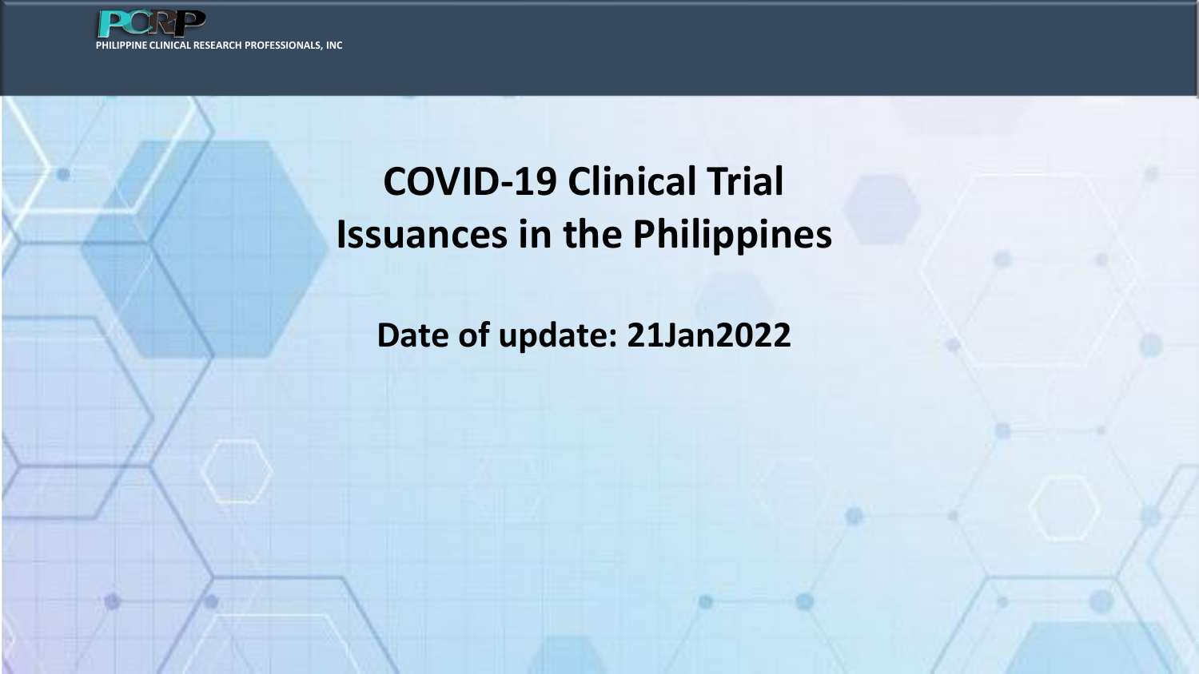PHILIPPINE CLINICAL RESEARCH PROFESSIONALS, INC

# COVID-19 Clinical Trial Issuances in the Philippines

**Date of update: 21Jan2022**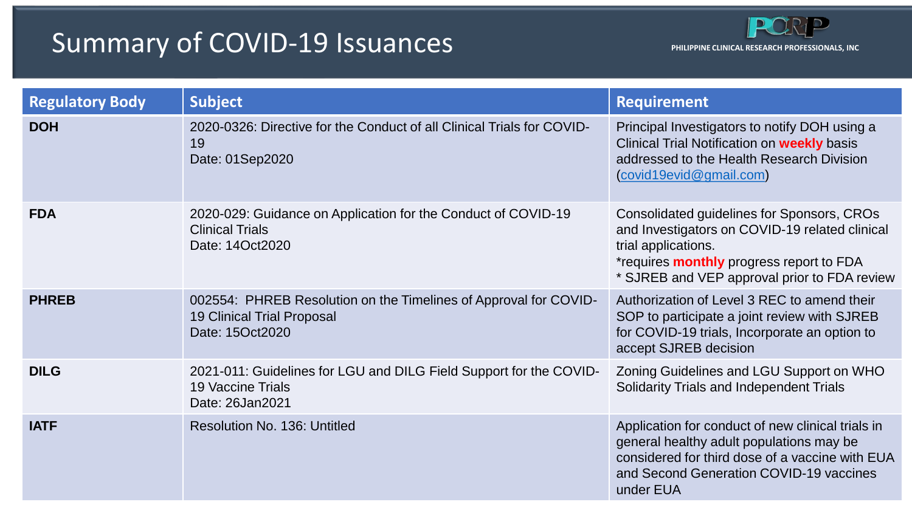# Summary of COVID-19 Issuances

PHILIPPINE CLINICAL RESEARCH PROFESSIONALS, INC

| Regulatory Body | Subject | Requirement |
|---|---|---|
| **DOH** | 2020-0326: Directive for the Conduct of all Clinical Trials for COVID-19<br>Date: 01Sep2020 | Principal Investigators to notify DOH using a Clinical Trial Notification on **weekly** basis addressed to the Health Research Division (covid19evid@gmail.com) |
| **FDA** | 2020-029: Guidance on Application for the Conduct of COVID-19 Clinical Trials<br>Date: 14Oct2020 | Consolidated guidelines for Sponsors, CROs and Investigators on COVID-19 related clinical trial applications.<br>*requires **monthly** progress report to FDA<br>* SJREB and VEP approval prior to FDA review |
| **PHREB** | 002554: PHREB Resolution on the Timelines of Approval for COVID-19 Clinical Trial Proposal<br>Date: 15Oct2020 | Authorization of Level 3 REC to amend their SOP to participate a joint review with SJREB for COVID-19 trials, Incorporate an option to accept SJREB decision |
| **DILG** | 2021-011: Guidelines for LGU and DILG Field Support for the COVID-19 Vaccine Trials<br>Date: 26Jan2021 | Zoning Guidelines and LGU Support on WHO Solidarity Trials and Independent Trials |
| **IATF** | Resolution No. 136: Untitled | Application for conduct of new clinical trials in general healthy adult populations may be considered for third dose of a vaccine with EUA and Second Generation COVID-19 vaccines under EUA |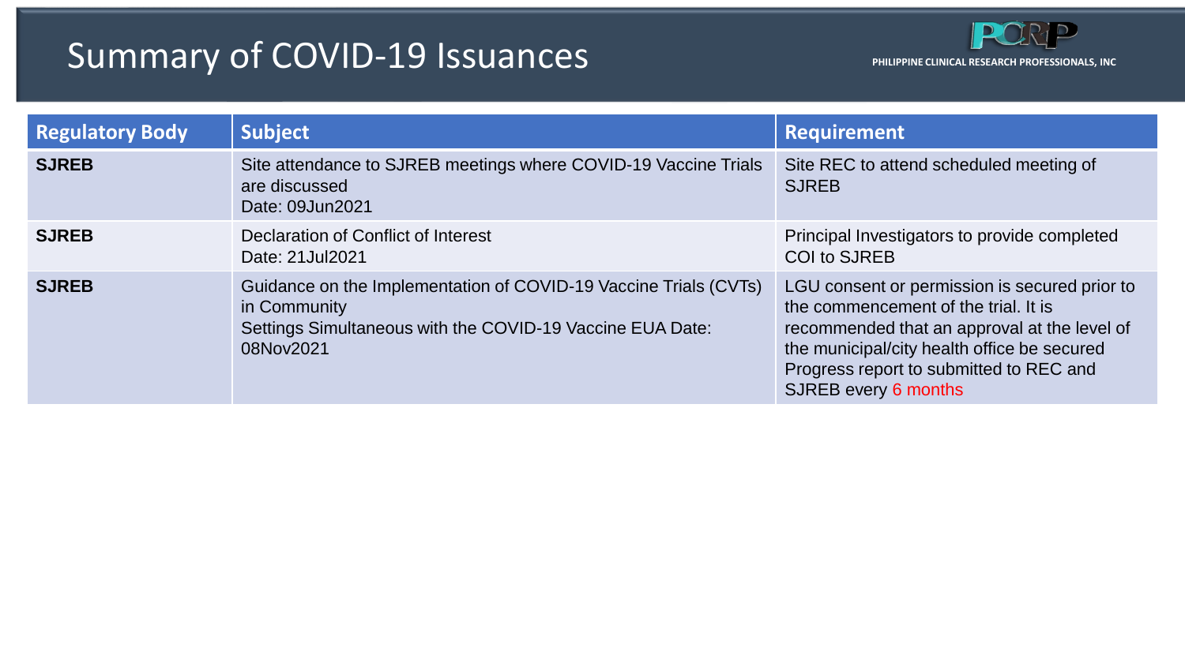# Summary of COVID-19 Issuances

| Regulatory Body | Subject | Requirement |
| --- | --- | --- |
| **SJREB** | Site attendance to SJREB meetings where COVID-19 Vaccine Trials are discussed<br>Date: 09Jun2021 | Site REC to attend scheduled meeting of SJREB |
| **SJREB** | Declaration of Conflict of Interest<br>Date: 21Jul2021 | Principal Investigators to provide completed COI to SJREB |
| **SJREB** | Guidance on the Implementation of COVID-19 Vaccine Trials (CVTs) in Community<br>Settings Simultaneous with the COVID-19 Vaccine EUA Date: 08Nov2021 | LGU consent or permission is secured prior to the commencement of the trial. It is recommended that an approval at the level of the municipal/city health office be secured<br>Progress report to submitted to REC and SJREB every 6 months |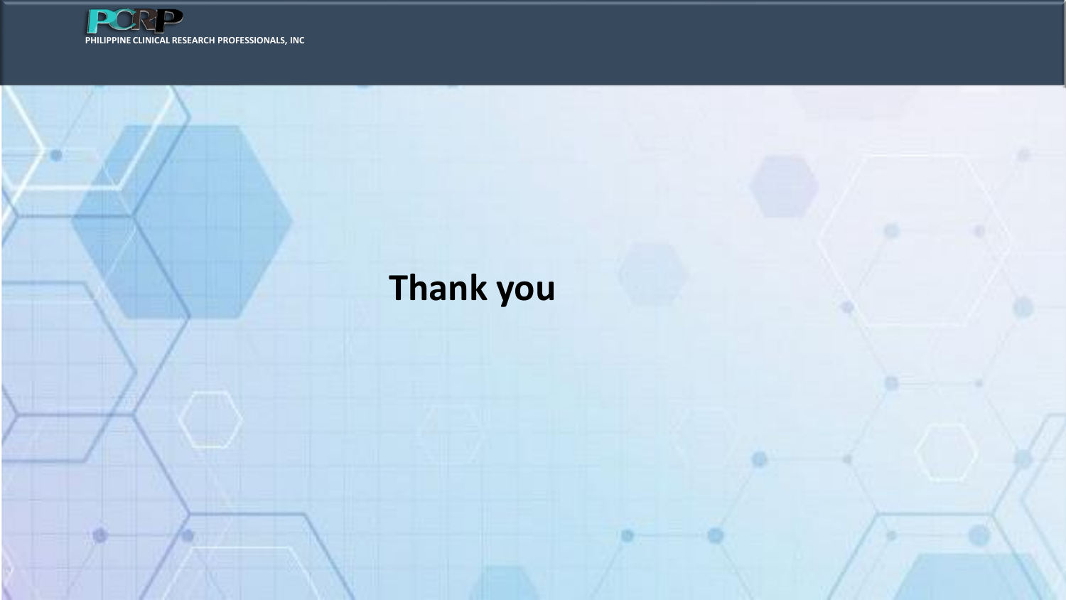**Thank you**